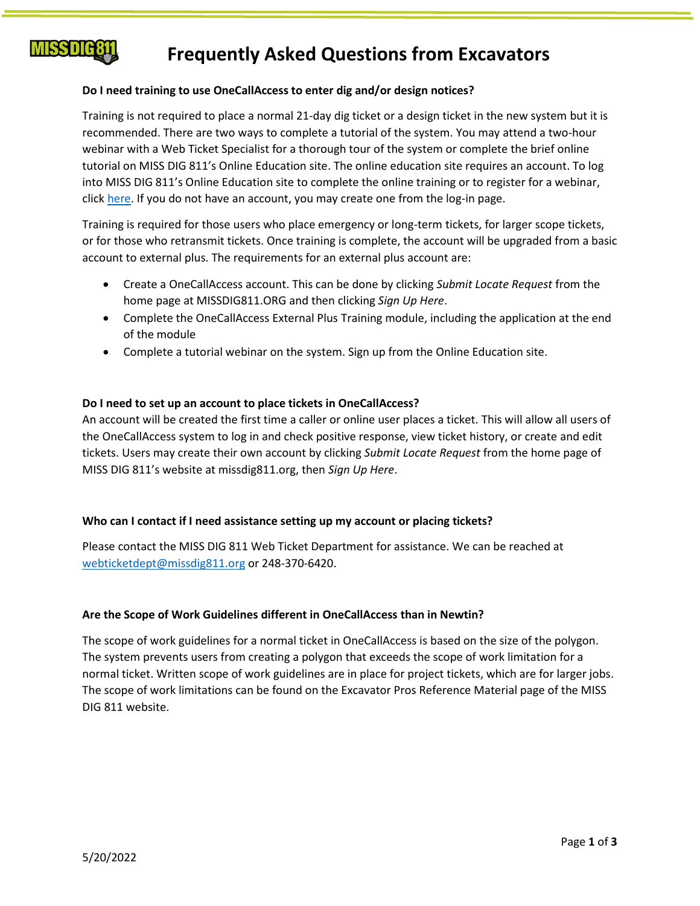# Frequently Asked Questions from Excavators

**Do I need training to use OneCallAccess to enter dig and/or design notices?**

Training is not required to place a normal 21-day dig ticket or a design ticket in the new system but it is recommended. There are two ways to complete a tutorial of the system. You may attend a two-hour webinar with a Web Ticket Specialist for a thorough tour of the system or complete the brief online tutorial on MISS DIG 811's Online Education site. The online education site requires an account. To log into MISS DIG 811's Online Education site to complete the online training or to register for a webinar, click here. If you do not have an account, you may create one from the log-in page.

Training is required for those users who place emergency or long-term tickets, for larger scope tickets, or for those who retransmit tickets. Once training is complete, the account will be upgraded from a basic account to external plus. The requirements for an external plus account are:

- Create a OneCallAccess account. This can be done by clicking *Submit Locate Request* from the home page at MISSDIG811.ORG and then clicking *Sign Up Here*.
- Complete the OneCallAccess External Plus Training module, including the application at the end of the module
- Complete a tutorial webinar on the system. Sign up from the Online Education site.

**Do I need to set up an account to place tickets in OneCallAccess?**

An account will be created the first time a caller or online user places a ticket. This will allow all users of the OneCallAccess system to log in and check positive response, view ticket history, or create and edit tickets. Users may create their own account by clicking *Submit Locate Request* from the home page of MISS DIG 811's website at missdig811.org, then *Sign Up Here*.

**Who can I contact if I need assistance setting up my account or placing tickets?**

Please contact the MISS DIG 811 Web Ticket Department for assistance. We can be reached at webticketdept@missdig811.org or 248-370-6420.

**Are the Scope of Work Guidelines different in OneCallAccess than in Newtin?**

The scope of work guidelines for a normal ticket in OneCallAccess is based on the size of the polygon. The system prevents users from creating a polygon that exceeds the scope of work limitation for a normal ticket. Written scope of work guidelines are in place for project tickets, which are for larger jobs. The scope of work limitations can be found on the Excavator Pros Reference Material page of the MISS DIG 811 website.

5/20/2022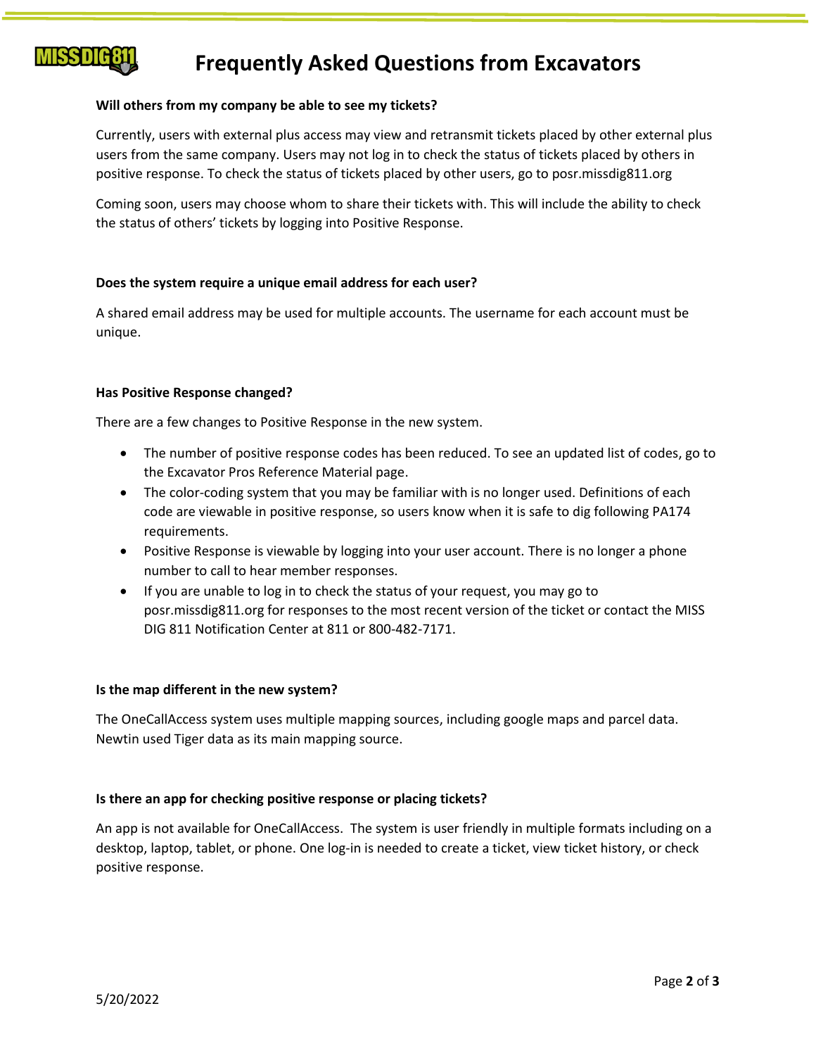# Frequently Asked Questions from Excavators

**Will others from my company be able to see my tickets?**

Currently, users with external plus access may view and retransmit tickets placed by other external plus users from the same company. Users may not log in to check the status of tickets placed by others in positive response. To check the status of tickets placed by other users, go to posr.missdig811.org

Coming soon, users may choose whom to share their tickets with. This will include the ability to check the status of others' tickets by logging into Positive Response.

**Does the system require a unique email address for each user?**

A shared email address may be used for multiple accounts. The username for each account must be unique.

**Has Positive Response changed?**

There are a few changes to Positive Response in the new system.

- The number of positive response codes has been reduced. To see an updated list of codes, go to the Excavator Pros Reference Material page.
- The color-coding system that you may be familiar with is no longer used. Definitions of each code are viewable in positive response, so users know when it is safe to dig following PA174 requirements.
- Positive Response is viewable by logging into your user account. There is no longer a phone number to call to hear member responses.
- If you are unable to log in to check the status of your request, you may go to posr.missdig811.org for responses to the most recent version of the ticket or contact the MISS DIG 811 Notification Center at 811 or 800-482-7171.

**Is the map different in the new system?**

The OneCallAccess system uses multiple mapping sources, including google maps and parcel data. Newtin used Tiger data as its main mapping source.

**Is there an app for checking positive response or placing tickets?**

An app is not available for OneCallAccess. The system is user friendly in multiple formats including on a desktop, laptop, tablet, or phone. One log-in is needed to create a ticket, view ticket history, or check positive response.

5/20/2022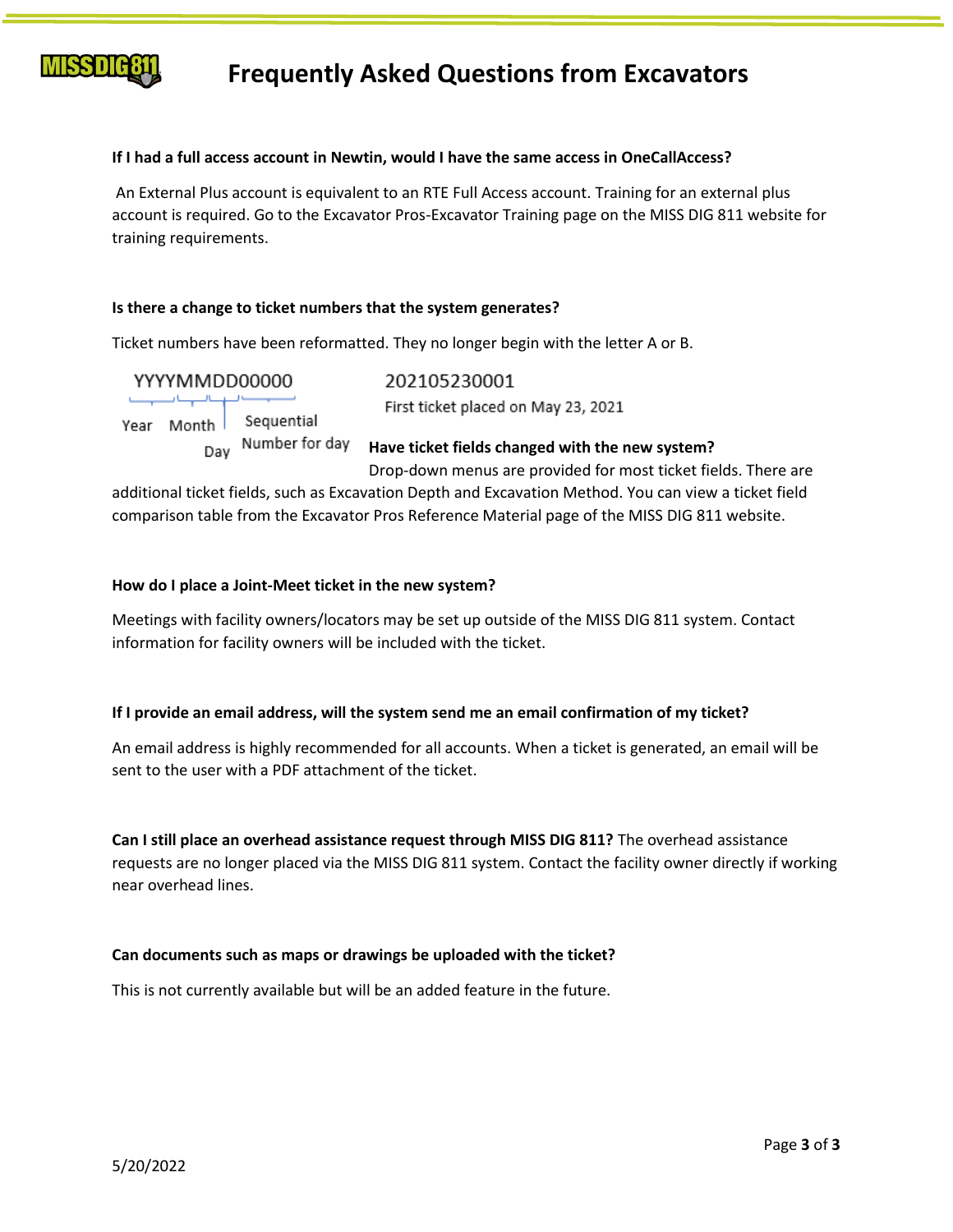# Frequently Asked Questions from Excavators

**If I had a full access account in Newtin, would I have the same access in OneCallAccess?**

An External Plus account is equivalent to an RTE Full Access account. Training for an external plus account is required. Go to the Excavator Pros-Excavator Training page on the MISS DIG 811 website for training requirements.

**Is there a change to ticket numbers that the system generates?**

Ticket numbers have been reformatted. They no longer begin with the letter A or B.

YYYYMMDD00000

Year Month Day Sequential Number for day

202105230001

First ticket placed on May 23, 2021

**Have ticket fields changed with the new system?**

Drop-down menus are provided for most ticket fields. There are additional ticket fields, such as Excavation Depth and Excavation Method. You can view a ticket field comparison table from the Excavator Pros Reference Material page of the MISS DIG 811 website.

**How do I place a Joint-Meet ticket in the new system?**

Meetings with facility owners/locators may be set up outside of the MISS DIG 811 system. Contact information for facility owners will be included with the ticket.

**If I provide an email address, will the system send me an email confirmation of my ticket?**

An email address is highly recommended for all accounts. When a ticket is generated, an email will be sent to the user with a PDF attachment of the ticket.

**Can I still place an overhead assistance request through MISS DIG 811?** The overhead assistance requests are no longer placed via the MISS DIG 811 system. Contact the facility owner directly if working near overhead lines.

**Can documents such as maps or drawings be uploaded with the ticket?**

This is not currently available but will be an added feature in the future.

5/20/2022